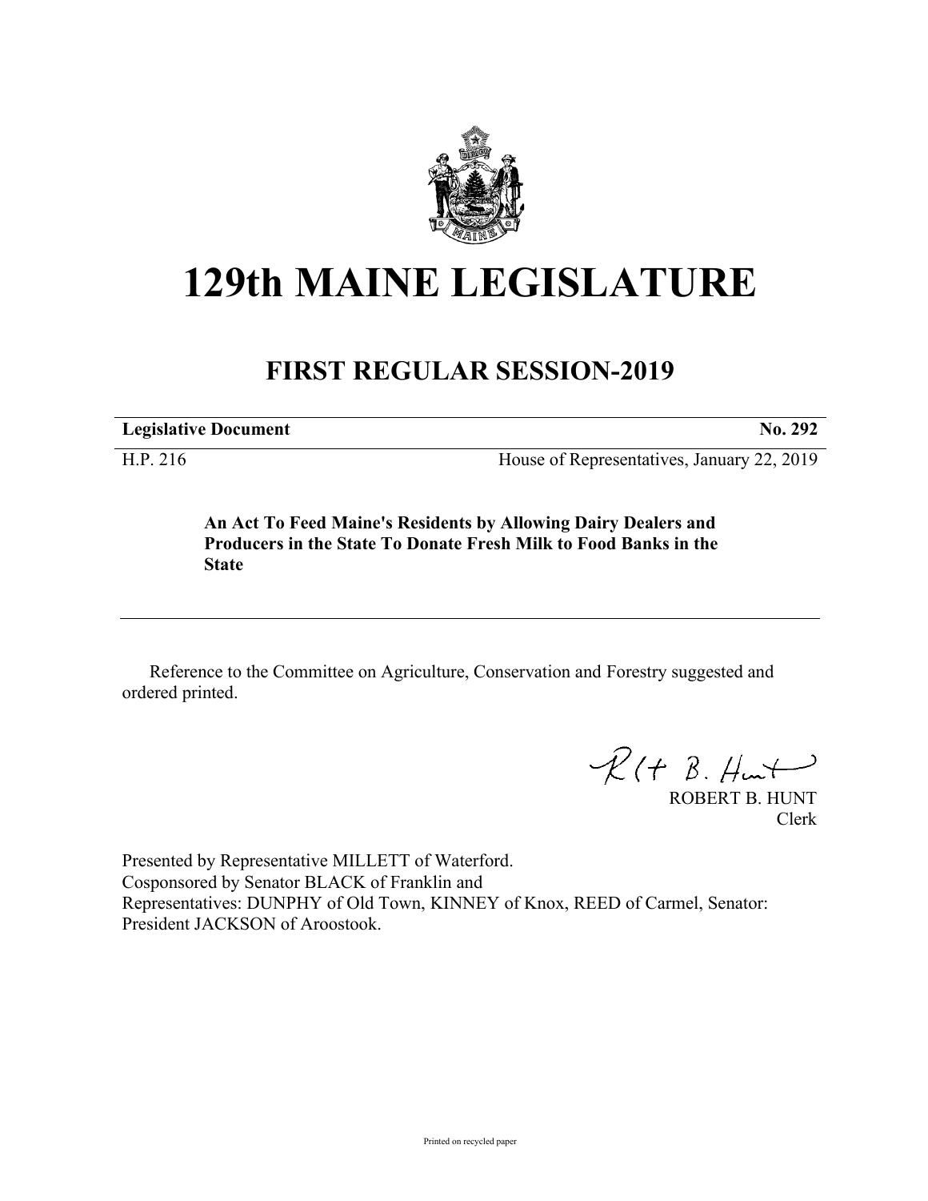# 129th MAINE LEGISLATURE

## FIRST REGULAR SESSION-2019

| **Legislative Document** | **No. 292** |
|---|---|
| H.P. 216 | House of Representatives, January 22, 2019 |

**An Act To Feed Maine's Residents by Allowing Dairy Dealers and Producers in the State To Donate Fresh Milk to Food Banks in the State**

Reference to the Committee on Agriculture, Conservation and Forestry suggested and ordered printed.

ROBERT B. HUNT
Clerk

Presented by Representative MILLETT of Waterford.
Cosponsored by Senator BLACK of Franklin and
Representatives: DUNPHY of Old Town, KINNEY of Knox, REED of Carmel, Senator: President JACKSON of Aroostook.

Printed on recycled paper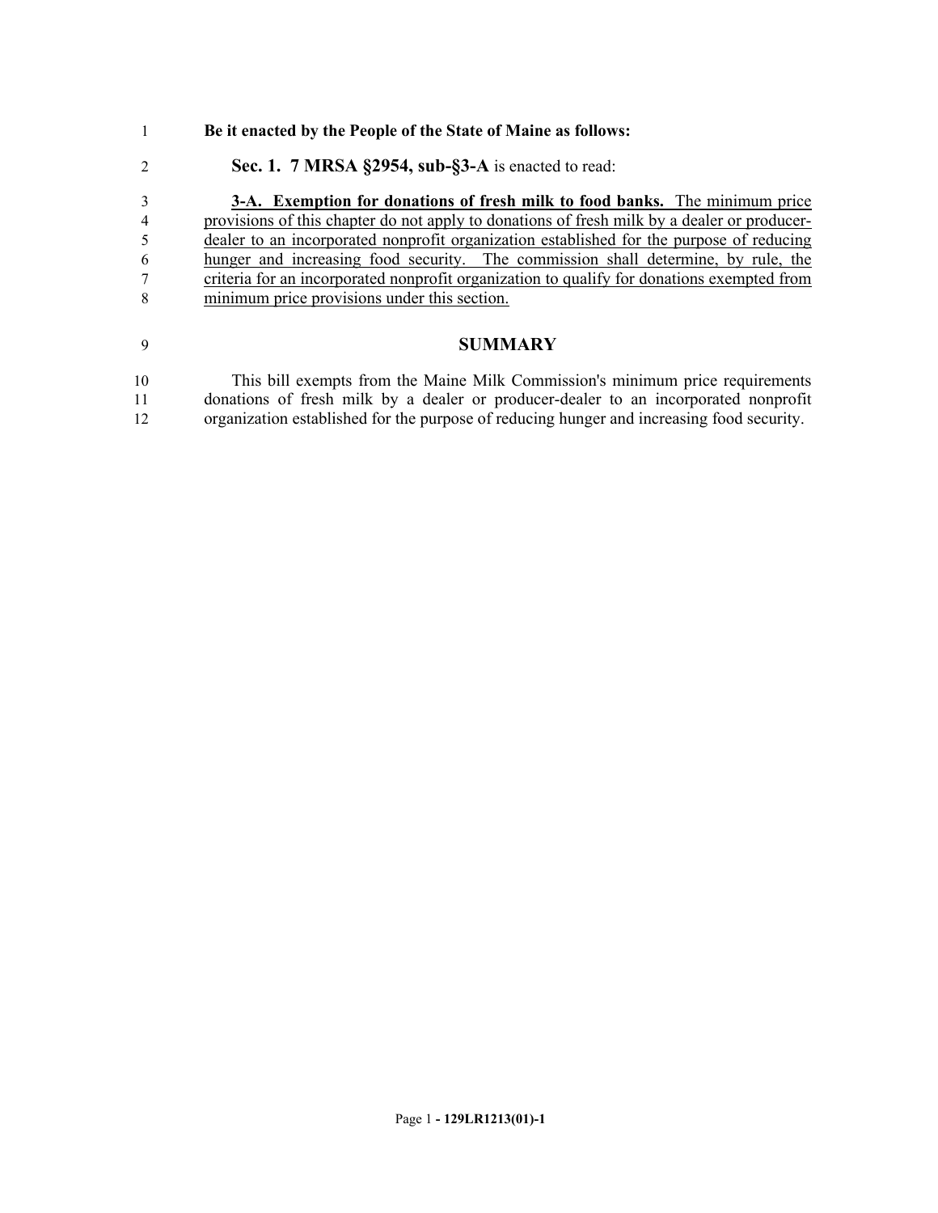**Be it enacted by the People of the State of Maine as follows:**

**Sec. 1. 7 MRSA §2954, sub-§3-A** is enacted to read:

**3-A. Exemption for donations of fresh milk to food banks.** The minimum price provisions of this chapter do not apply to donations of fresh milk by a dealer or producer-dealer to an incorporated nonprofit organization established for the purpose of reducing hunger and increasing food security. The commission shall determine, by rule, the criteria for an incorporated nonprofit organization to qualify for donations exempted from minimum price provisions under this section.

## SUMMARY

This bill exempts from the Maine Milk Commission's minimum price requirements donations of fresh milk by a dealer or producer-dealer to an incorporated nonprofit organization established for the purpose of reducing hunger and increasing food security.